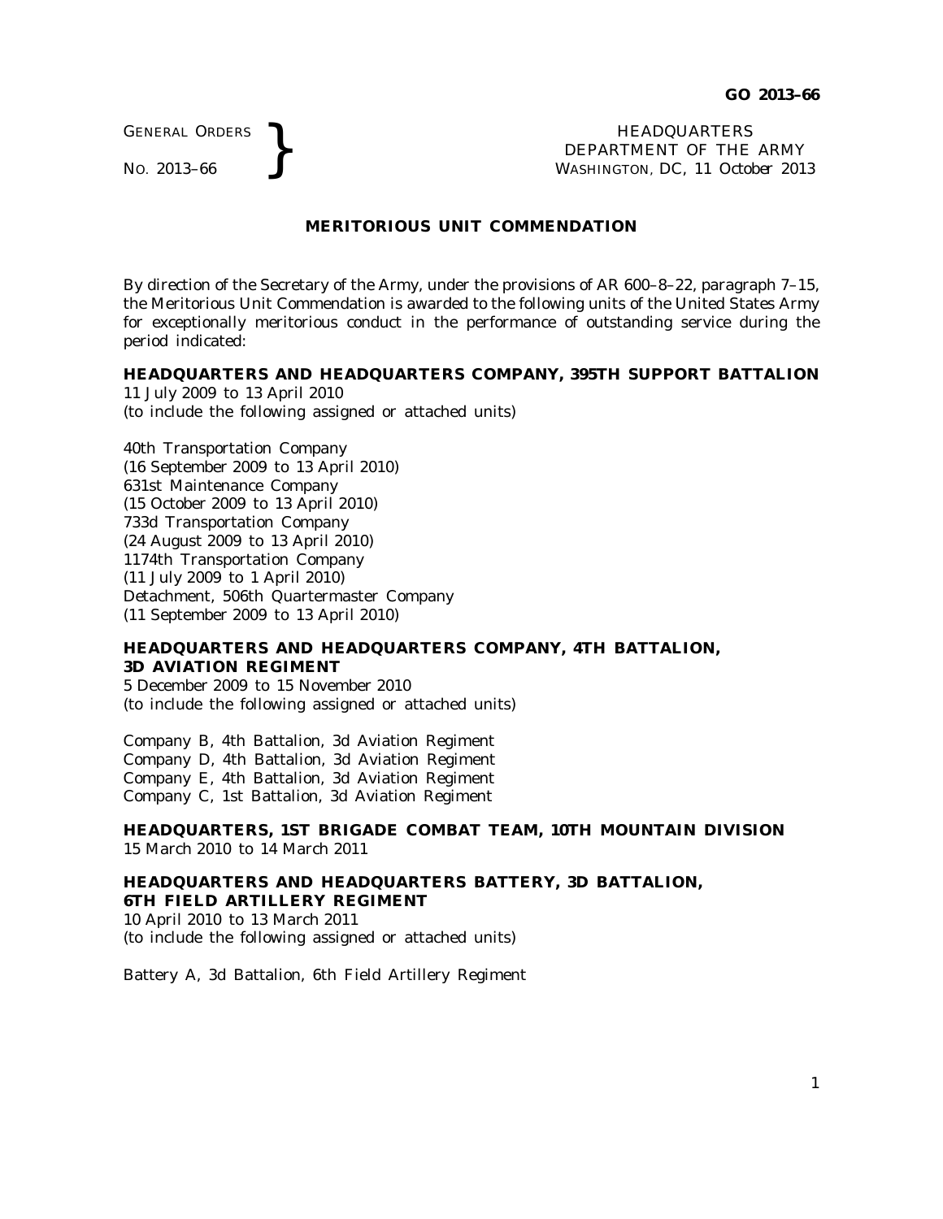GENERAL ORDERS
NO. 2013–66

HEADQUARTERS
DEPARTMENT OF THE ARMY
WASHINGTON, DC, 11 October 2013

## MERITORIOUS UNIT COMMENDATION

By direction of the Secretary of the Army, under the provisions of AR 600–8–22, paragraph 7–15, the Meritorious Unit Commendation is awarded to the following units of the United States Army for exceptionally meritorious conduct in the performance of outstanding service during the period indicated:

**HEADQUARTERS AND HEADQUARTERS COMPANY, 395TH SUPPORT BATTALION**
11 July 2009 to 13 April 2010
(to include the following assigned or attached units)

40th Transportation Company
(16 September 2009 to 13 April 2010)
631st Maintenance Company
(15 October 2009 to 13 April 2010)
733d Transportation Company
(24 August 2009 to 13 April 2010)
1174th Transportation Company
(11 July 2009 to 1 April 2010)
Detachment, 506th Quartermaster Company
(11 September 2009 to 13 April 2010)

**HEADQUARTERS AND HEADQUARTERS COMPANY, 4TH BATTALION, 3D AVIATION REGIMENT**
5 December 2009 to 15 November 2010
(to include the following assigned or attached units)

Company B, 4th Battalion, 3d Aviation Regiment
Company D, 4th Battalion, 3d Aviation Regiment
Company E, 4th Battalion, 3d Aviation Regiment
Company C, 1st Battalion, 3d Aviation Regiment

**HEADQUARTERS, 1ST BRIGADE COMBAT TEAM, 10TH MOUNTAIN DIVISION**
15 March 2010 to 14 March 2011

**HEADQUARTERS AND HEADQUARTERS BATTERY, 3D BATTALION, 6TH FIELD ARTILLERY REGIMENT**
10 April 2010 to 13 March 2011
(to include the following assigned or attached units)

Battery A, 3d Battalion, 6th Field Artillery Regiment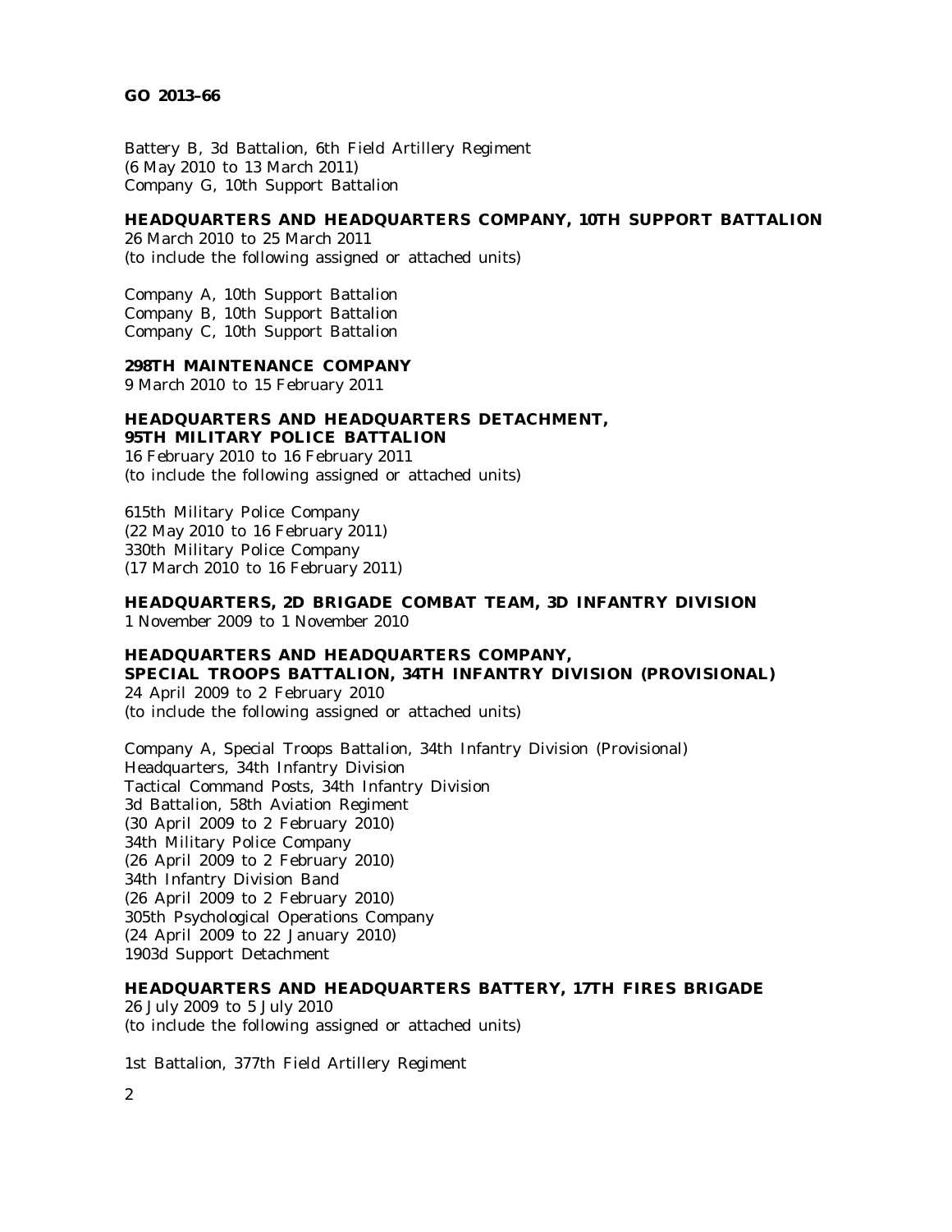Battery B, 3d Battalion, 6th Field Artillery Regiment
(6 May 2010 to 13 March 2011)
Company G, 10th Support Battalion

**HEADQUARTERS AND HEADQUARTERS COMPANY, 10TH SUPPORT BATTALION**
26 March 2010 to 25 March 2011
(to include the following assigned or attached units)

Company A, 10th Support Battalion
Company B, 10th Support Battalion
Company C, 10th Support Battalion

**298TH MAINTENANCE COMPANY**
9 March 2010 to 15 February 2011

**HEADQUARTERS AND HEADQUARTERS DETACHMENT, 95TH MILITARY POLICE BATTALION**
16 February 2010 to 16 February 2011
(to include the following assigned or attached units)

615th Military Police Company
(22 May 2010 to 16 February 2011)
330th Military Police Company
(17 March 2010 to 16 February 2011)

**HEADQUARTERS, 2D BRIGADE COMBAT TEAM, 3D INFANTRY DIVISION**
1 November 2009 to 1 November 2010

**HEADQUARTERS AND HEADQUARTERS COMPANY, SPECIAL TROOPS BATTALION, 34TH INFANTRY DIVISION (PROVISIONAL)**
24 April 2009 to 2 February 2010
(to include the following assigned or attached units)

Company A, Special Troops Battalion, 34th Infantry Division (Provisional)
Headquarters, 34th Infantry Division
Tactical Command Posts, 34th Infantry Division
3d Battalion, 58th Aviation Regiment
(30 April 2009 to 2 February 2010)
34th Military Police Company
(26 April 2009 to 2 February 2010)
34th Infantry Division Band
(26 April 2009 to 2 February 2010)
305th Psychological Operations Company
(24 April 2009 to 22 January 2010)
1903d Support Detachment

**HEADQUARTERS AND HEADQUARTERS BATTERY, 17TH FIRES BRIGADE**
26 July 2009 to 5 July 2010
(to include the following assigned or attached units)

1st Battalion, 377th Field Artillery Regiment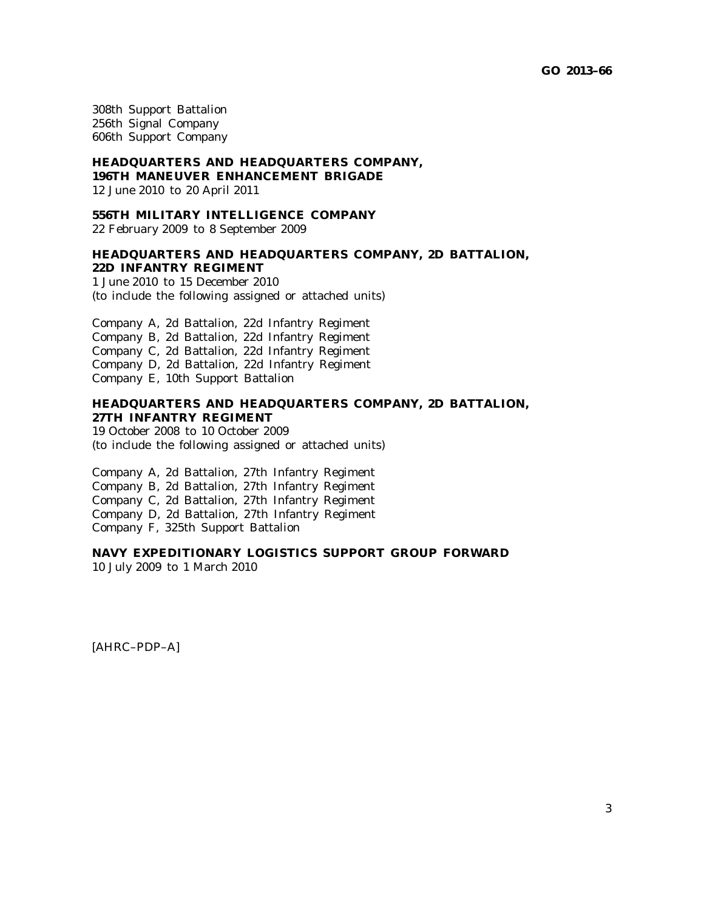308th Support Battalion
256th Signal Company
606th Support Company

**HEADQUARTERS AND HEADQUARTERS COMPANY, 196TH MANEUVER ENHANCEMENT BRIGADE**
12 June 2010 to 20 April 2011

**556TH MILITARY INTELLIGENCE COMPANY**
22 February 2009 to 8 September 2009

**HEADQUARTERS AND HEADQUARTERS COMPANY, 2D BATTALION, 22D INFANTRY REGIMENT**
1 June 2010 to 15 December 2010
(to include the following assigned or attached units)

Company A, 2d Battalion, 22d Infantry Regiment
Company B, 2d Battalion, 22d Infantry Regiment
Company C, 2d Battalion, 22d Infantry Regiment
Company D, 2d Battalion, 22d Infantry Regiment
Company E, 10th Support Battalion

**HEADQUARTERS AND HEADQUARTERS COMPANY, 2D BATTALION, 27TH INFANTRY REGIMENT**
19 October 2008 to 10 October 2009
(to include the following assigned or attached units)

Company A, 2d Battalion, 27th Infantry Regiment
Company B, 2d Battalion, 27th Infantry Regiment
Company C, 2d Battalion, 27th Infantry Regiment
Company D, 2d Battalion, 27th Infantry Regiment
Company F, 325th Support Battalion

**NAVY EXPEDITIONARY LOGISTICS SUPPORT GROUP FORWARD**
10 July 2009 to 1 March 2010

[AHRC–PDP–A]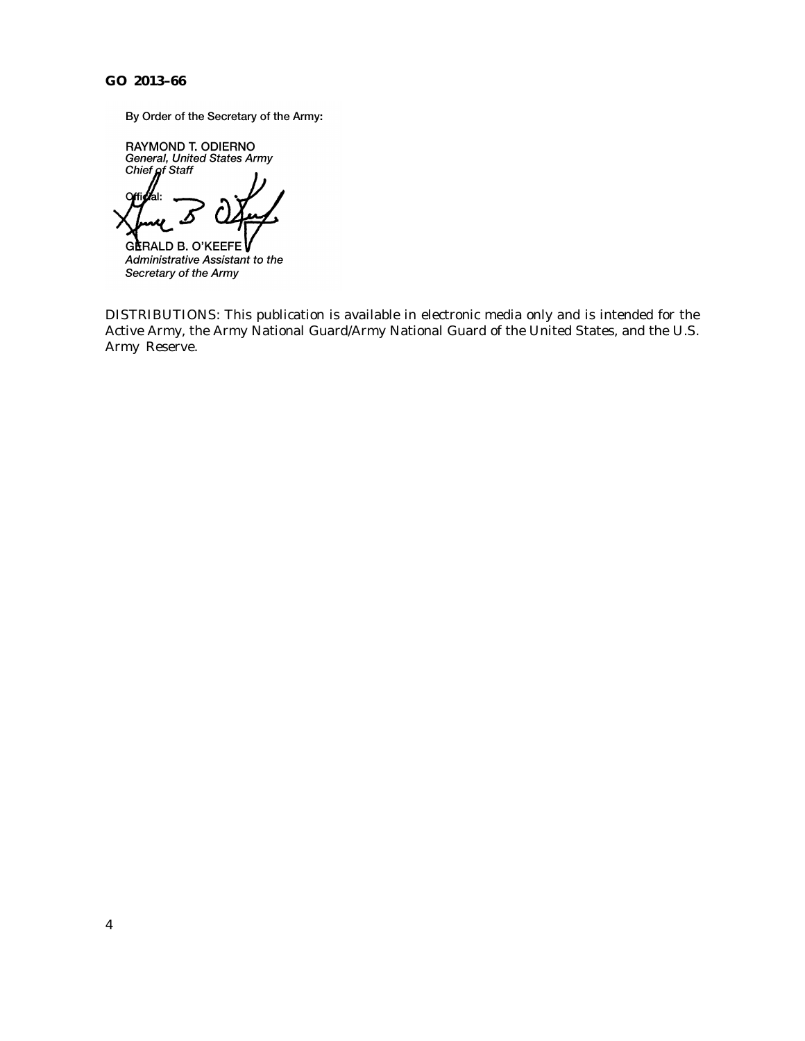By Order of the Secretary of the Army:

RAYMOND T. ODIERNO
*General, United States Army*
*Chief of Staff*

Official:

GERALD B. O'KEEFE
*Administrative Assistant to the Secretary of the Army*

DISTRIBUTIONS: This publication is available in electronic media only and is intended for the Active Army, the Army National Guard/Army National Guard of the United States, and the U.S. Army Reserve.